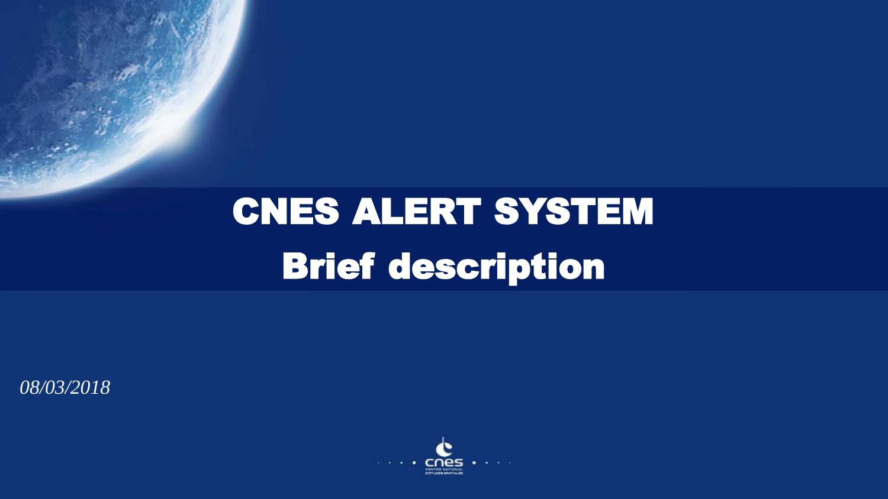# CNES ALERT SYSTEM

## Brief description

*08/03/2018*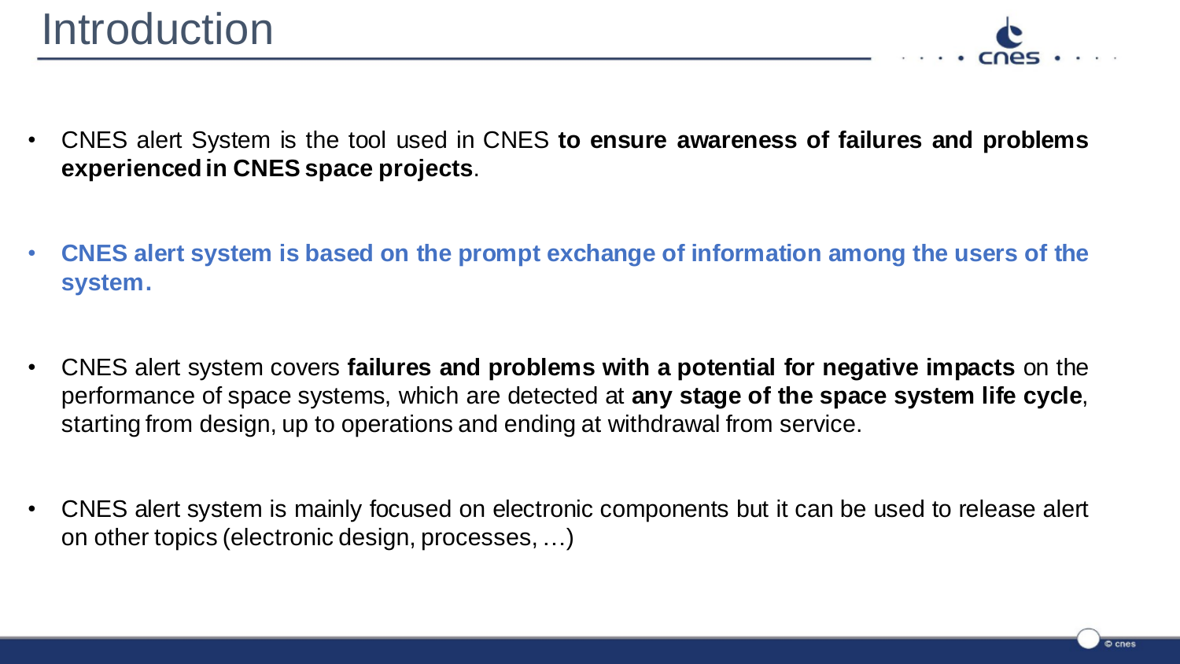# Introduction

- CNES alert System is the tool used in CNES **to ensure awareness of failures and problems experienced in CNES space projects**.

- **CNES alert system is based on the prompt exchange of information among the users of the system.**

- CNES alert system covers **failures and problems with a potential for negative impacts** on the performance of space systems, which are detected at **any stage of the space system life cycle**, starting from design, up to operations and ending at withdrawal from service.

- CNES alert system is mainly focused on electronic components but it can be used to release alert on other topics (electronic design, processes, …)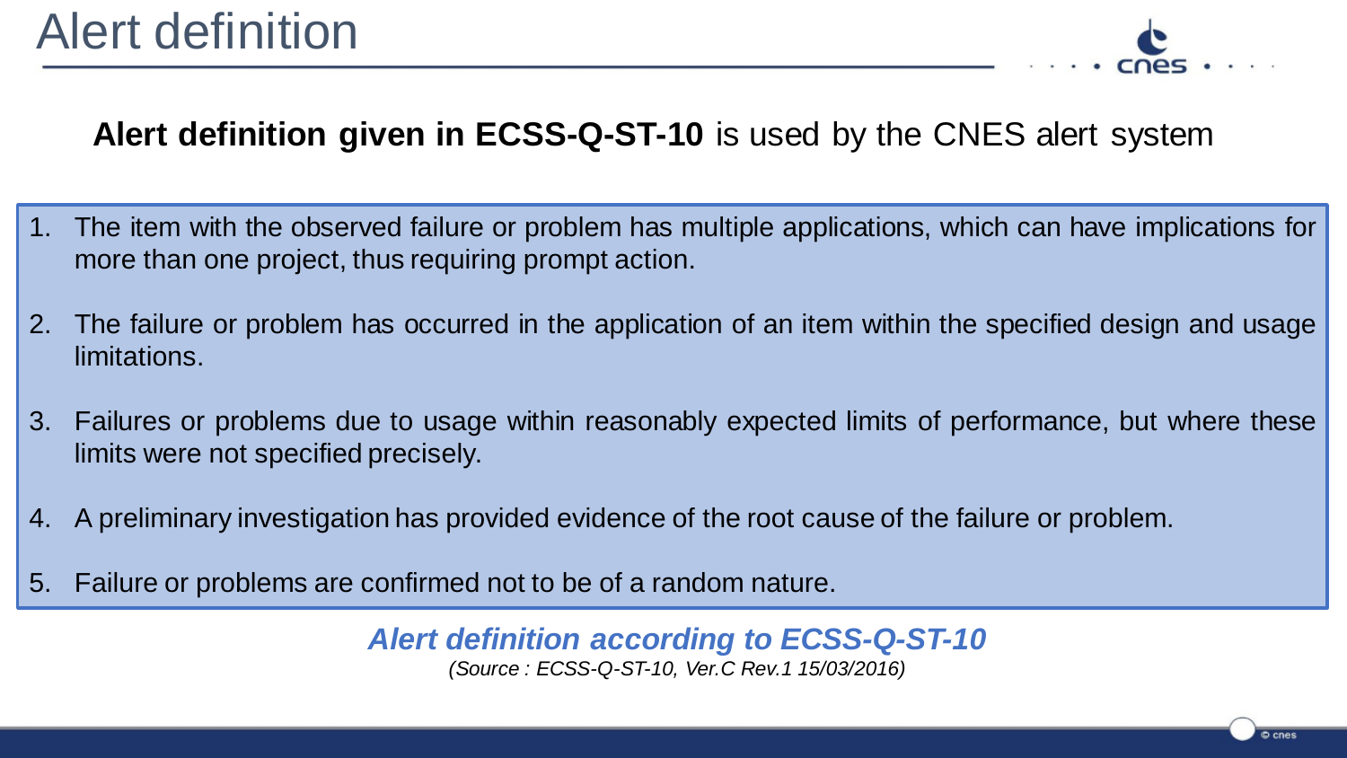# Alert definition

**Alert definition given in ECSS-Q-ST-10** is used by the CNES alert system

1. The item with the observed failure or problem has multiple applications, which can have implications for more than one project, thus requiring prompt action.
2. The failure or problem has occurred in the application of an item within the specified design and usage limitations.
3. Failures or problems due to usage within reasonably expected limits of performance, but where these limits were not specified precisely.
4. A preliminary investigation has provided evidence of the root cause of the failure or problem.
5. Failure or problems are confirmed not to be of a random nature.

***Alert definition according to ECSS-Q-ST-10***

*(Source : ECSS-Q-ST-10, Ver.C Rev.1 15/03/2016)*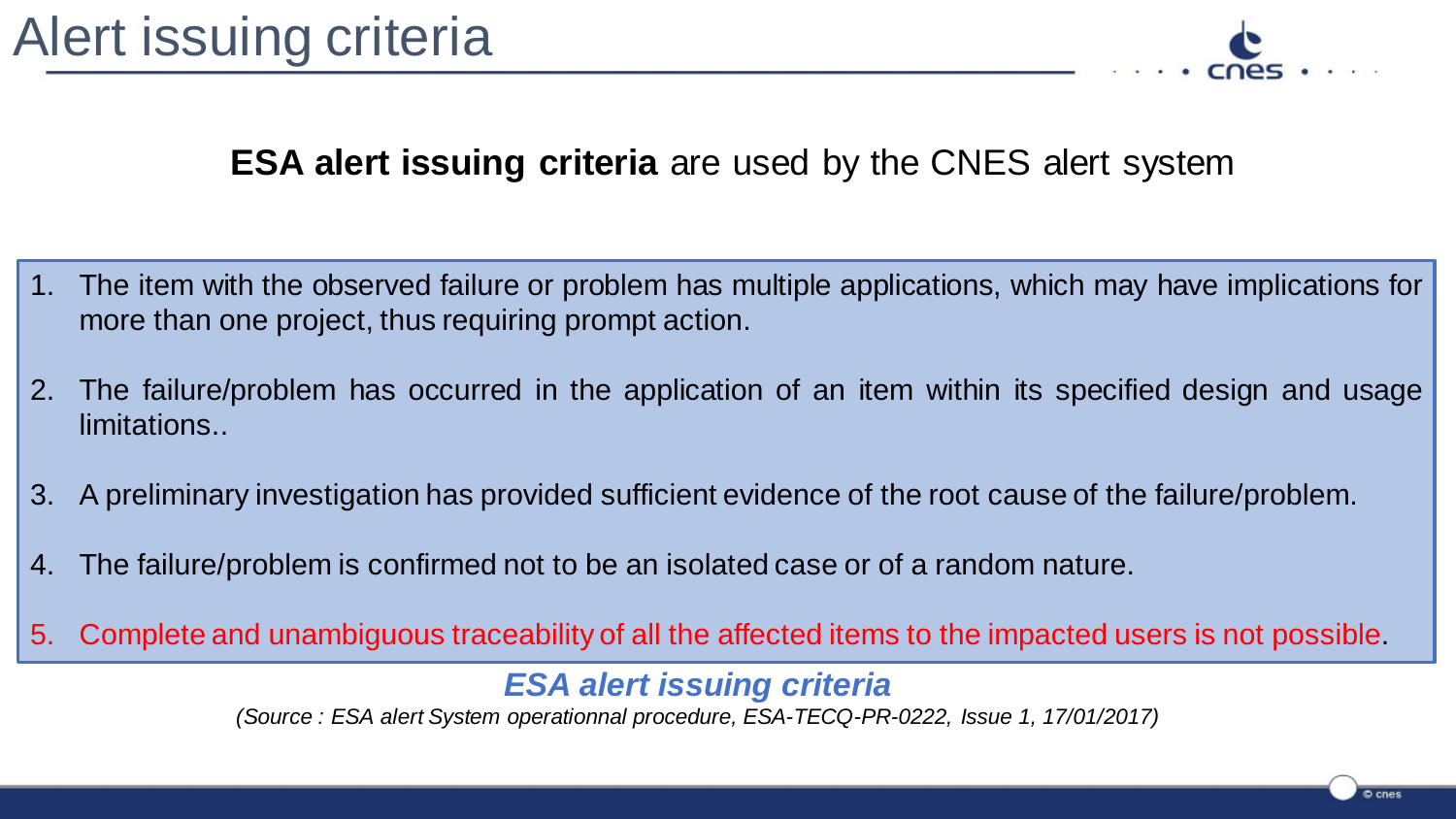# Alert issuing criteria

**ESA alert issuing criteria** are used by the CNES alert system

1. The item with the observed failure or problem has multiple applications, which may have implications for more than one project, thus requiring prompt action.
2. The failure/problem has occurred in the application of an item within its specified design and usage limitations..
3. A preliminary investigation has provided sufficient evidence of the root cause of the failure/problem.
4. The failure/problem is confirmed not to be an isolated case or of a random nature.
5. Complete and unambiguous traceability of all the affected items to the impacted users is not possible.

***ESA alert issuing criteria***

*(Source : ESA alert System operationnal procedure, ESA-TECQ-PR-0222, Issue 1, 17/01/2017)*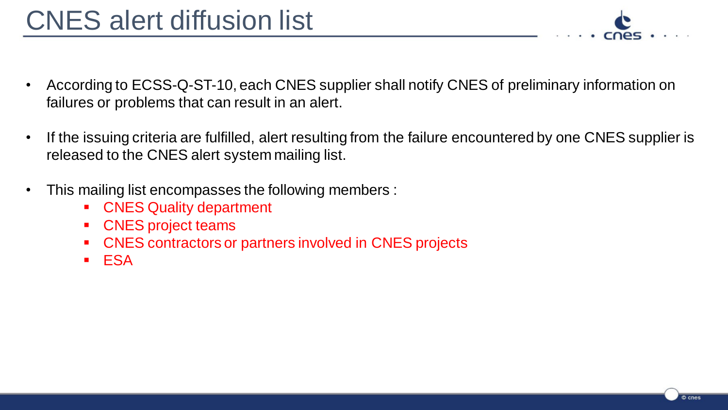# CNES alert diffusion list

- According to ECSS-Q-ST-10, each CNES supplier shall notify CNES of preliminary information on failures or problems that can result in an alert.
- If the issuing criteria are fulfilled, alert resulting from the failure encountered by one CNES supplier is released to the CNES alert system mailing list.
- This mailing list encompasses the following members :
  - CNES Quality department
  - CNES project teams
  - CNES contractors or partners involved in CNES projects
  - ESA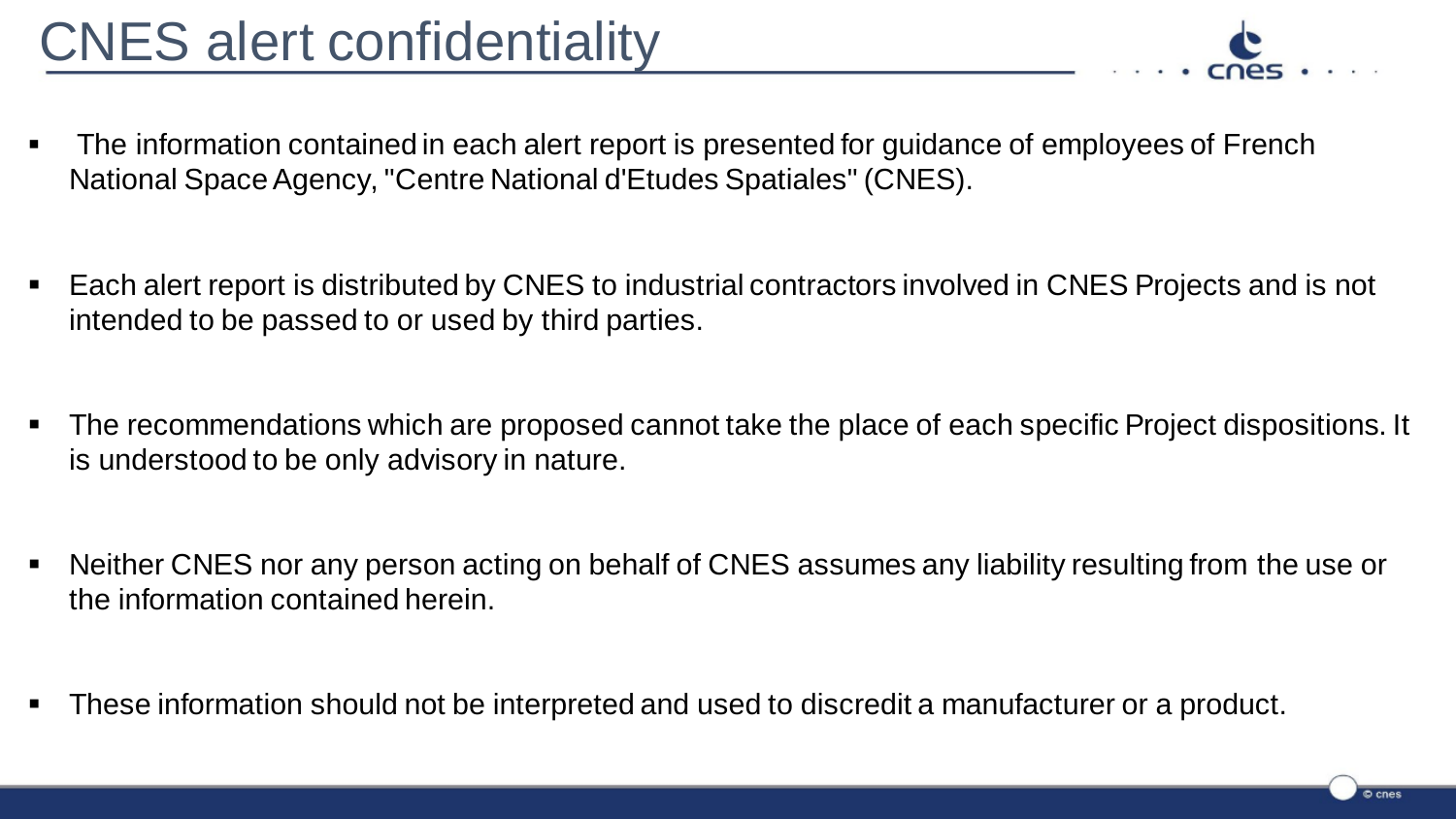# CNES alert confidentiality

- The information contained in each alert report is presented for guidance of employees of French National Space Agency, "Centre National d'Etudes Spatiales" (CNES).
- Each alert report is distributed by CNES to industrial contractors involved in CNES Projects and is not intended to be passed to or used by third parties.
- The recommendations which are proposed cannot take the place of each specific Project dispositions. It is understood to be only advisory in nature.
- Neither CNES nor any person acting on behalf of CNES assumes any liability resulting from the use or the information contained herein.
- These information should not be interpreted and used to discredit a manufacturer or a product.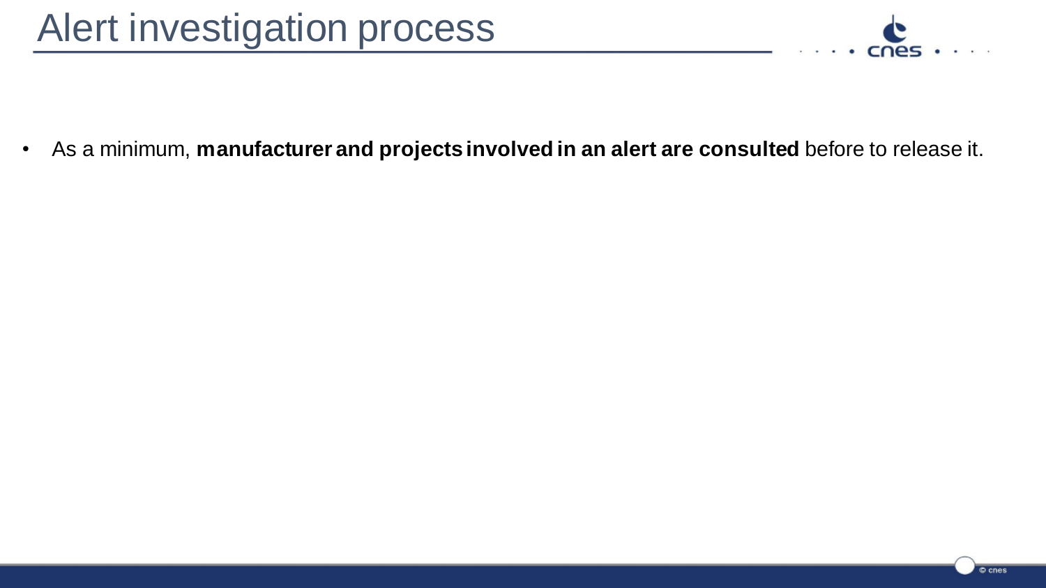# Alert investigation process

- As a minimum, **manufacturer and projects involved in an alert are consulted** before to release it.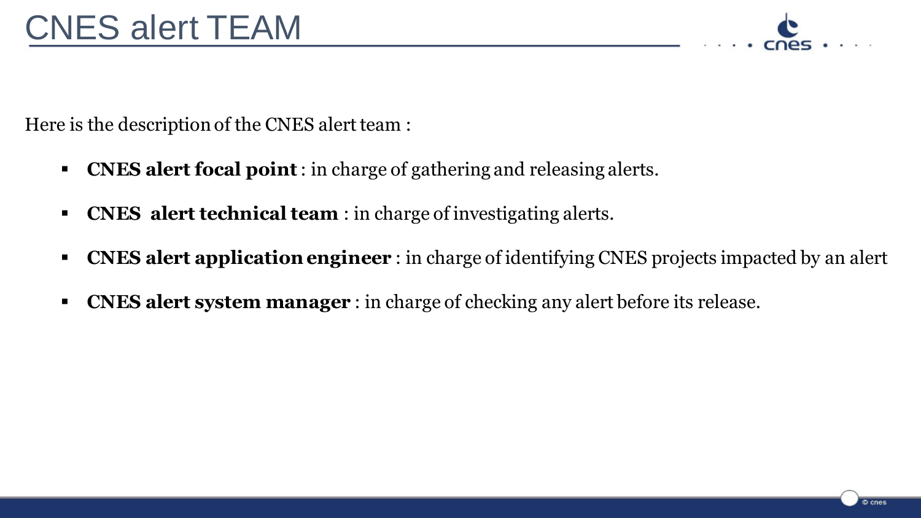# CNES alert TEAM

Here is the description of the CNES alert team :

- **CNES alert focal point** : in charge of gathering and releasing alerts.
- **CNES alert technical team** : in charge of investigating alerts.
- **CNES alert application engineer** : in charge of identifying CNES projects impacted by an alert
- **CNES alert system manager** : in charge of checking any alert before its release.